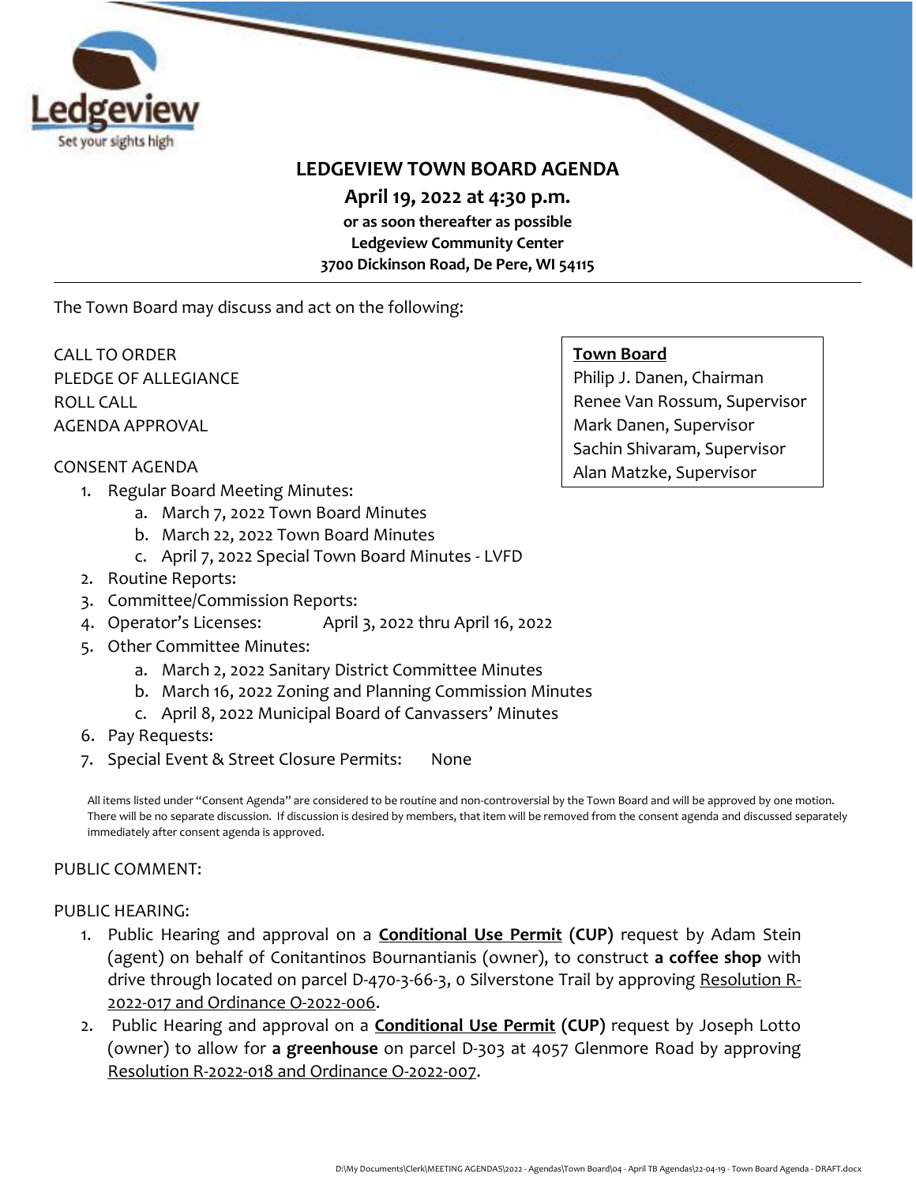Ledgeview
Set your sights high

# LEDGEVIEW TOWN BOARD AGENDA

**April 19, 2022 at 4:30 p.m.**

**or as soon thereafter as possible**
**Ledgeview Community Center**
**3700 Dickinson Road, De Pere, WI 54115**

---

The Town Board may discuss and act on the following:

**Town Board**
Philip J. Danen, Chairman
Renee Van Rossum, Supervisor
Mark Danen, Supervisor
Sachin Shivaram, Supervisor
Alan Matzke, Supervisor

CALL TO ORDER
PLEDGE OF ALLEGIANCE
ROLL CALL
AGENDA APPROVAL

CONSENT AGENDA

1. Regular Board Meeting Minutes:
    a. March 7, 2022 Town Board Minutes
    b. March 22, 2022 Town Board Minutes
    c. April 7, 2022 Special Town Board Minutes - LVFD
2. Routine Reports:
3. Committee/Commission Reports:
4. Operator's Licenses: April 3, 2022 thru April 16, 2022
5. Other Committee Minutes:
    a. March 2, 2022 Sanitary District Committee Minutes
    b. March 16, 2022 Zoning and Planning Commission Minutes
    c. April 8, 2022 Municipal Board of Canvassers' Minutes
6. Pay Requests:
7. Special Event & Street Closure Permits: None

All items listed under "Consent Agenda" are considered to be routine and non-controversial by the Town Board and will be approved by one motion. There will be no separate discussion. If discussion is desired by members, that item will be removed from the consent agenda and discussed separately immediately after consent agenda is approved.

PUBLIC COMMENT:

PUBLIC HEARING:

1. Public Hearing and approval on a **Conditional Use Permit (CUP)** request by Adam Stein (agent) on behalf of Conitantinos Bournantianis (owner), to construct **a coffee shop** with drive through located on parcel D-470-3-66-3, 0 Silverstone Trail by approving Resolution R-2022-017 and Ordinance O-2022-006.
2. Public Hearing and approval on a **Conditional Use Permit (CUP)** request by Joseph Lotto (owner) to allow for **a greenhouse** on parcel D-303 at 4057 Glenmore Road by approving Resolution R-2022-018 and Ordinance O-2022-007.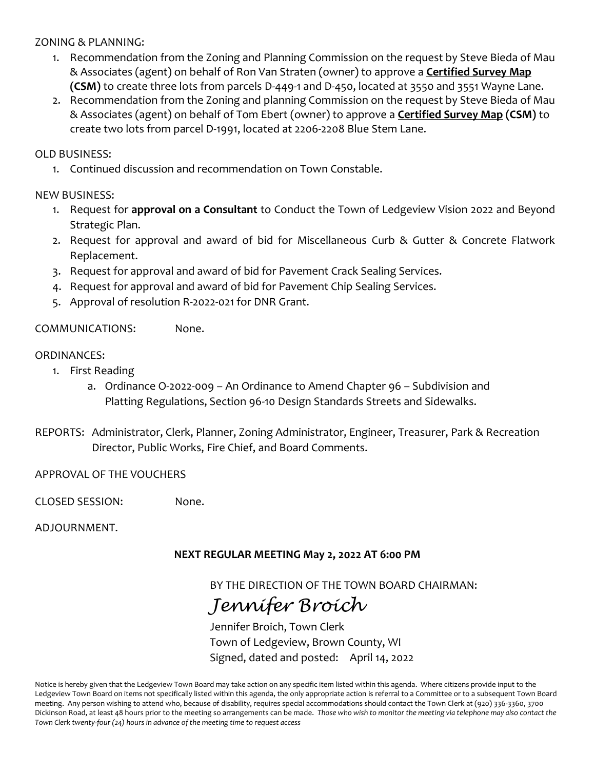ZONING & PLANNING:

1. Recommendation from the Zoning and Planning Commission on the request by Steve Bieda of Mau & Associates (agent) on behalf of Ron Van Straten (owner) to approve a **Certified Survey Map (CSM)** to create three lots from parcels D-449-1 and D-450, located at 3550 and 3551 Wayne Lane.
2. Recommendation from the Zoning and planning Commission on the request by Steve Bieda of Mau & Associates (agent) on behalf of Tom Ebert (owner) to approve a **Certified Survey Map (CSM)** to create two lots from parcel D-1991, located at 2206-2208 Blue Stem Lane.

OLD BUSINESS:

1. Continued discussion and recommendation on Town Constable.

NEW BUSINESS:

1. Request for **approval on a Consultant** to Conduct the Town of Ledgeview Vision 2022 and Beyond Strategic Plan.
2. Request for approval and award of bid for Miscellaneous Curb & Gutter & Concrete Flatwork Replacement.
3. Request for approval and award of bid for Pavement Crack Sealing Services.
4. Request for approval and award of bid for Pavement Chip Sealing Services.
5. Approval of resolution R-2022-021 for DNR Grant.

COMMUNICATIONS: None.

ORDINANCES:

1. First Reading
   a. Ordinance O-2022-009 – An Ordinance to Amend Chapter 96 – Subdivision and Platting Regulations, Section 96-10 Design Standards Streets and Sidewalks.

REPORTS: Administrator, Clerk, Planner, Zoning Administrator, Engineer, Treasurer, Park & Recreation Director, Public Works, Fire Chief, and Board Comments.

APPROVAL OF THE VOUCHERS

CLOSED SESSION: None.

ADJOURNMENT.

**NEXT REGULAR MEETING May 2, 2022 AT 6:00 PM**

BY THE DIRECTION OF THE TOWN BOARD CHAIRMAN:

*Jennifer Broich*

Jennifer Broich, Town Clerk
Town of Ledgeview, Brown County, WI
Signed, dated and posted: April 14, 2022

Notice is hereby given that the Ledgeview Town Board may take action on any specific item listed within this agenda. Where citizens provide input to the Ledgeview Town Board on items not specifically listed within this agenda, the only appropriate action is referral to a Committee or to a subsequent Town Board meeting. Any person wishing to attend who, because of disability, requires special accommodations should contact the Town Clerk at (920) 336-3360, 3700 Dickinson Road, at least 48 hours prior to the meeting so arrangements can be made. *Those who wish to monitor the meeting via telephone may also contact the Town Clerk twenty-four (24) hours in advance of the meeting time to request access*